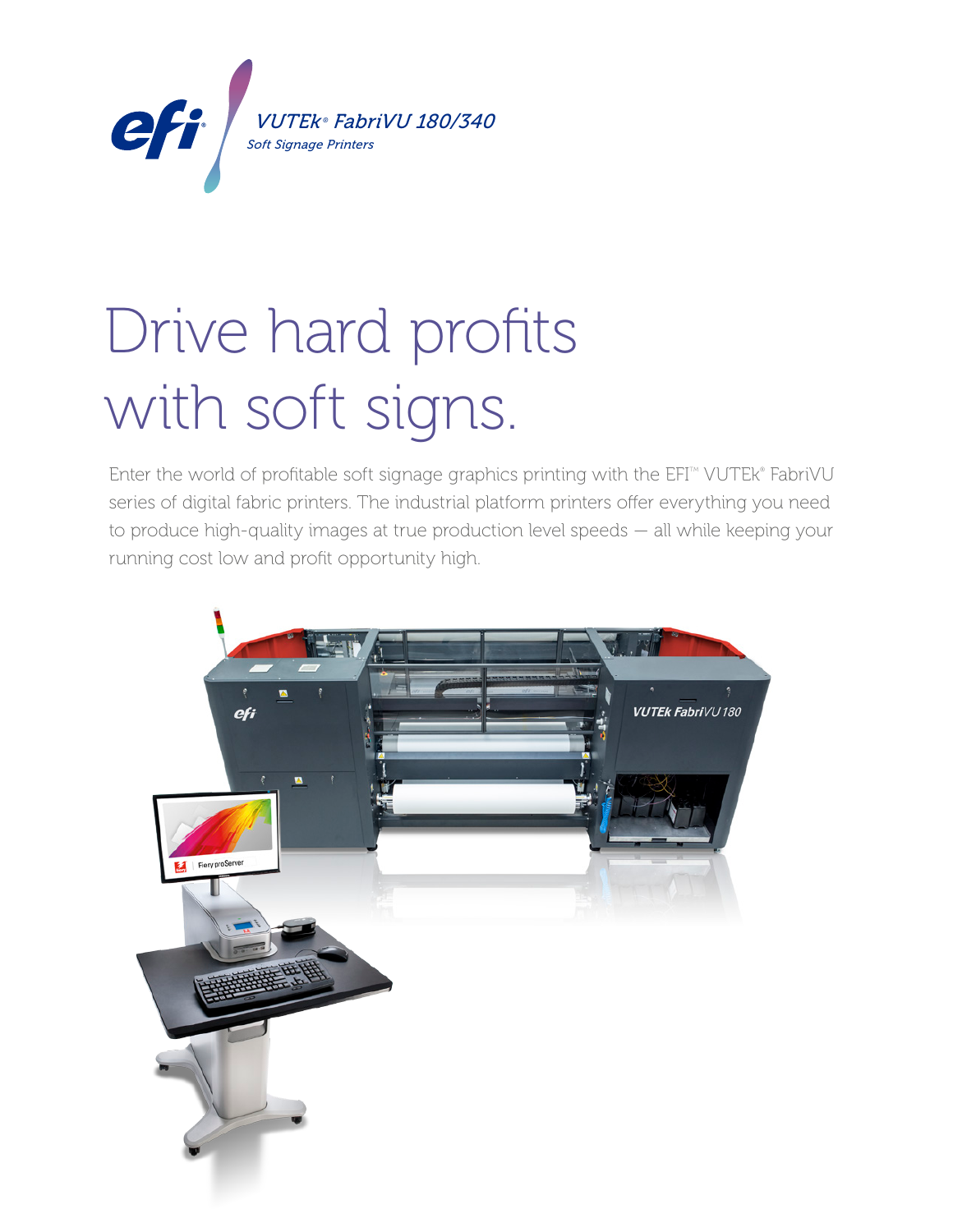VUTEk® FabriVU 180/340

*Soft Signage Printers*

# Drive hard profits with soft signs.

Enter the world of profitable soft signage graphics printing with the EFI™ VUTEk® FabriVU series of digital fabric printers. The industrial platform printers offer everything you need to produce high-quality images at true production level speeds — all while keeping your running cost low and profit opportunity high.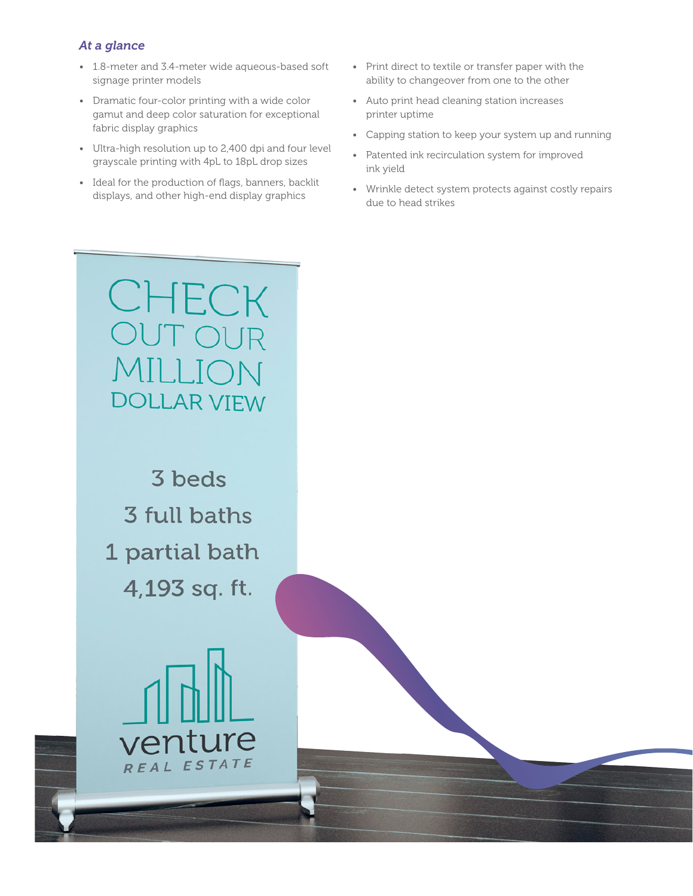### *At a glance*

- 1.8-meter and 3.4-meter wide aqueous-based soft signage printer models
- Dramatic four-color printing with a wide color gamut and deep color saturation for exceptional fabric display graphics
- Ultra-high resolution up to 2,400 dpi and four level grayscale printing with 4pL to 18pL drop sizes
- Ideal for the production of flags, banners, backlit displays, and other high-end display graphics
- Print direct to textile or transfer paper with the ability to changeover from one to the other
- Auto print head cleaning station increases printer uptime
- Capping station to keep your system up and running
- Patented ink recirculation system for improved ink yield
- Wrinkle detect system protects against costly repairs due to head strikes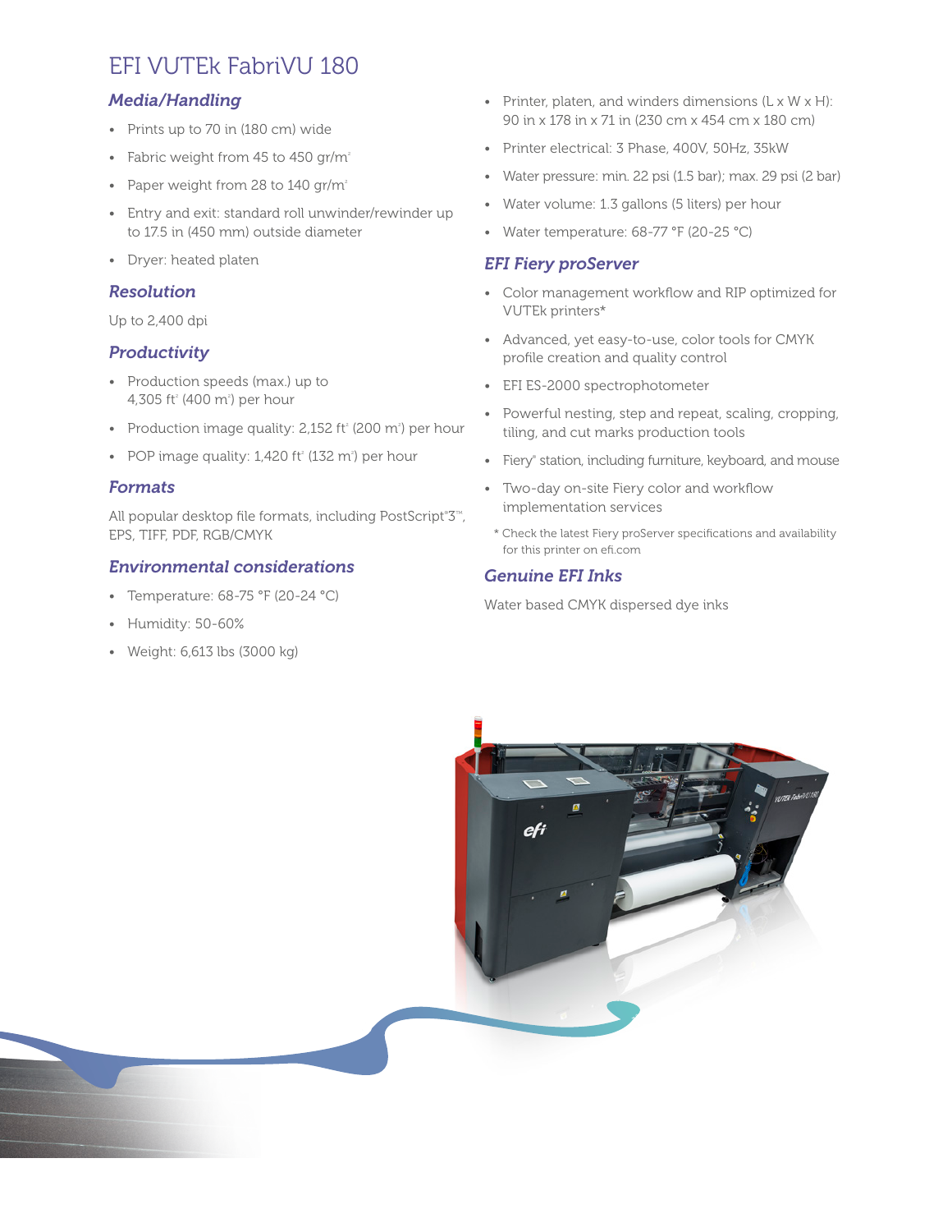# EFI VUTEk FabriVU 180

## Media/Handling

- Prints up to 70 in (180 cm) wide
- Fabric weight from 45 to 450 gr/m²
- Paper weight from 28 to 140 gr/m²
- Entry and exit: standard roll unwinder/rewinder up to 17.5 in (450 mm) outside diameter
- Dryer: heated platen

## Resolution

Up to 2,400 dpi

## Productivity

- Production speeds (max.) up to 4,305 ft² (400 m²) per hour
- Production image quality: 2,152 ft² (200 m²) per hour
- POP image quality: 1,420 ft² (132 m²) per hour

## Formats

All popular desktop file formats, including PostScript®3™, EPS, TIFF, PDF, RGB/CMYK

## Environmental considerations

- Temperature: 68-75 °F (20-24 °C)
- Humidity: 50-60%
- Weight: 6,613 lbs (3000 kg)
- Printer, platen, and winders dimensions (L x W x H): 90 in x 178 in x 71 in (230 cm x 454 cm x 180 cm)
- Printer electrical: 3 Phase, 400V, 50Hz, 35kW
- Water pressure: min. 22 psi (1.5 bar); max. 29 psi (2 bar)
- Water volume: 1.3 gallons (5 liters) per hour
- Water temperature: 68-77 °F (20-25 °C)

## EFI Fiery proServer

- Color management workflow and RIP optimized for VUTEk printers*
- Advanced, yet easy-to-use, color tools for CMYK profile creation and quality control
- EFI ES-2000 spectrophotometer
- Powerful nesting, step and repeat, scaling, cropping, tiling, and cut marks production tools
- Fiery® station, including furniture, keyboard, and mouse
- Two-day on-site Fiery color and workflow implementation services

\* Check the latest Fiery proServer specifications and availability for this printer on efi.com

## Genuine EFI Inks

Water based CMYK dispersed dye inks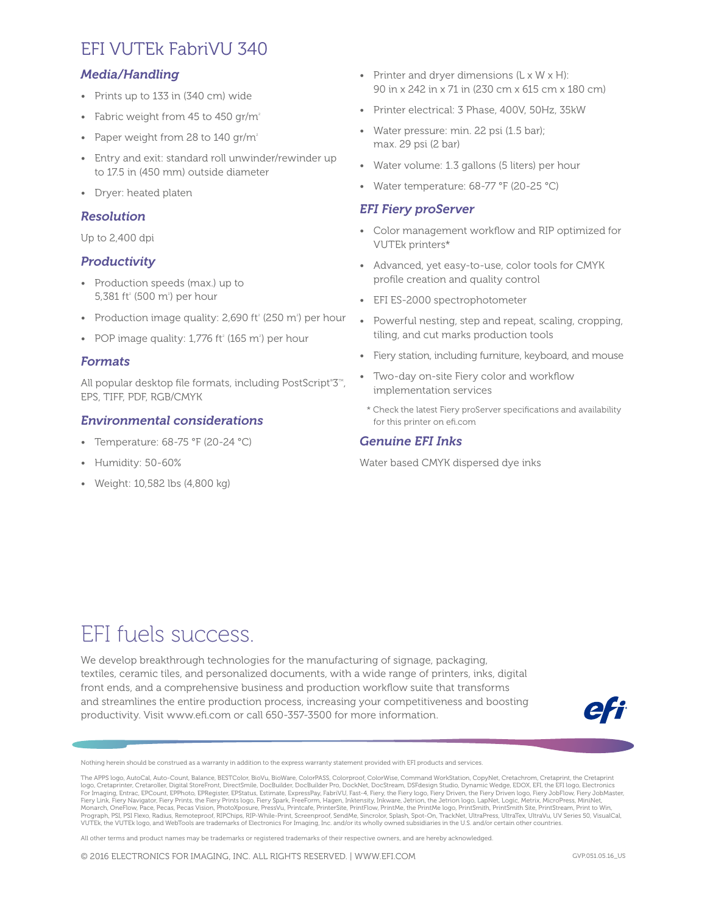# EFI VUTEk FabriVU 340

### *Media/Handling*

- Prints up to 133 in (340 cm) wide
- Fabric weight from 45 to 450 gr/$m^2$
- Paper weight from 28 to 140 gr/$m^2$
- Entry and exit: standard roll unwinder/rewinder up to 17.5 in (450 mm) outside diameter
- Dryer: heated platen

### *Resolution*

Up to 2,400 dpi

### *Productivity*

- Production speeds (max.) up to 5,381 $ft^2$ (500 $m^2$) per hour
- Production image quality: 2,690 $ft^2$ (250 $m^2$) per hour
- POP image quality: 1,776 $ft^2$ (165 $m^2$) per hour

### *Formats*

All popular desktop file formats, including PostScript®3™, EPS, TIFF, PDF, RGB/CMYK

### *Environmental considerations*

- Temperature: 68-75 °F (20-24 °C)
- Humidity: 50-60%
- Weight: 10,582 lbs (4,800 kg)
- Printer and dryer dimensions (L x W x H): 90 in x 242 in x 71 in (230 cm x 615 cm x 180 cm)
- Printer electrical: 3 Phase, 400V, 50Hz, 35kW
- Water pressure: min. 22 psi (1.5 bar); max. 29 psi (2 bar)
- Water volume: 1.3 gallons (5 liters) per hour
- Water temperature: 68-77 °F (20-25 °C)

### *EFI Fiery proServer*

- Color management workflow and RIP optimized for VUTEk printers*
- Advanced, yet easy-to-use, color tools for CMYK profile creation and quality control
- EFI ES-2000 spectrophotometer
- Powerful nesting, step and repeat, scaling, cropping, tiling, and cut marks production tools
- Fiery station, including furniture, keyboard, and mouse
- Two-day on-site Fiery color and workflow implementation services

\* Check the latest Fiery proServer specifications and availability for this printer on efi.com

### *Genuine EFI Inks*

Water based CMYK dispersed dye inks

# EFI fuels success.

We develop breakthrough technologies for the manufacturing of signage, packaging, textiles, ceramic tiles, and personalized documents, with a wide range of printers, inks, digital front ends, and a comprehensive business and production workflow suite that transforms and streamlines the entire production process, increasing your competitiveness and boosting productivity. Visit www.efi.com or call 650-357-3500 for more information.

Nothing herein should be construed as a warranty in addition to the express warranty statement provided with EFI products and services.

The APPS logo, AutoCal, Auto-Count, Balance, BESTColor, BioVu, BioWare, ColorPASS, Colorproof, ColorWise, Command WorkStation, CopyNet, Cretachrom, Cretaprint, the Cretaprint logo, Cretaprinter, Cretaroller, Digital StoreFront, DirectSmile, DocBuilder, DocBuilder Pro, DockNet, DocStream, DSFdesign Studio, Dynamic Wedge, EDOX, EFI, the EFI logo, Electronics For Imaging, Entrac, EPCount, EPPhoto, EPRegister, EPStatus, Estimate, ExpressPay, FabriVU, Fast-4, Fiery, the Fiery logo, Fiery Driven, the Fiery Driven logo, Fiery JobFlow, Fiery JobMaster, Fiery Link, Fiery Navigator, Fiery Prints, the Fiery Prints logo, Fiery Spark, FreeForm, Hagen, Inktensity, Inkware, Jetrion, the Jetrion logo, LapNet, Logic, Metrix, MicroPress, MiniNet, Monarch, OneFlow, Pace, Pecas, Pecas Vision, PhotoXposure, PressVu, Printcafe, PrinterSite, PrintFlow, PrintMe, the PrintMe logo, PrintSmith, PrintSmith Site, PrintStream, Print to Win, Prograph, PSI, PSI Flexo, Radius, Remoteproof, RIPChips, RIP-While-Print, Screenproof, SendMe, Sincrolor, Splash, Spot-On, TrackNet, UltraPress, UltraTex, UltraVu, UV Series 50, VisualCal, VUTEk, the VUTEk logo, and WebTools are trademarks of Electronics For Imaging, Inc. and/or its wholly owned subsidiaries in the U.S. and/or certain other countries.

All other terms and product names may be trademarks or registered trademarks of their respective owners, and are hereby acknowledged.

© 2016 ELECTRONICS FOR IMAGING, INC. ALL RIGHTS RESERVED. | WWW.EFI.COM

GVP.051.05.16_US